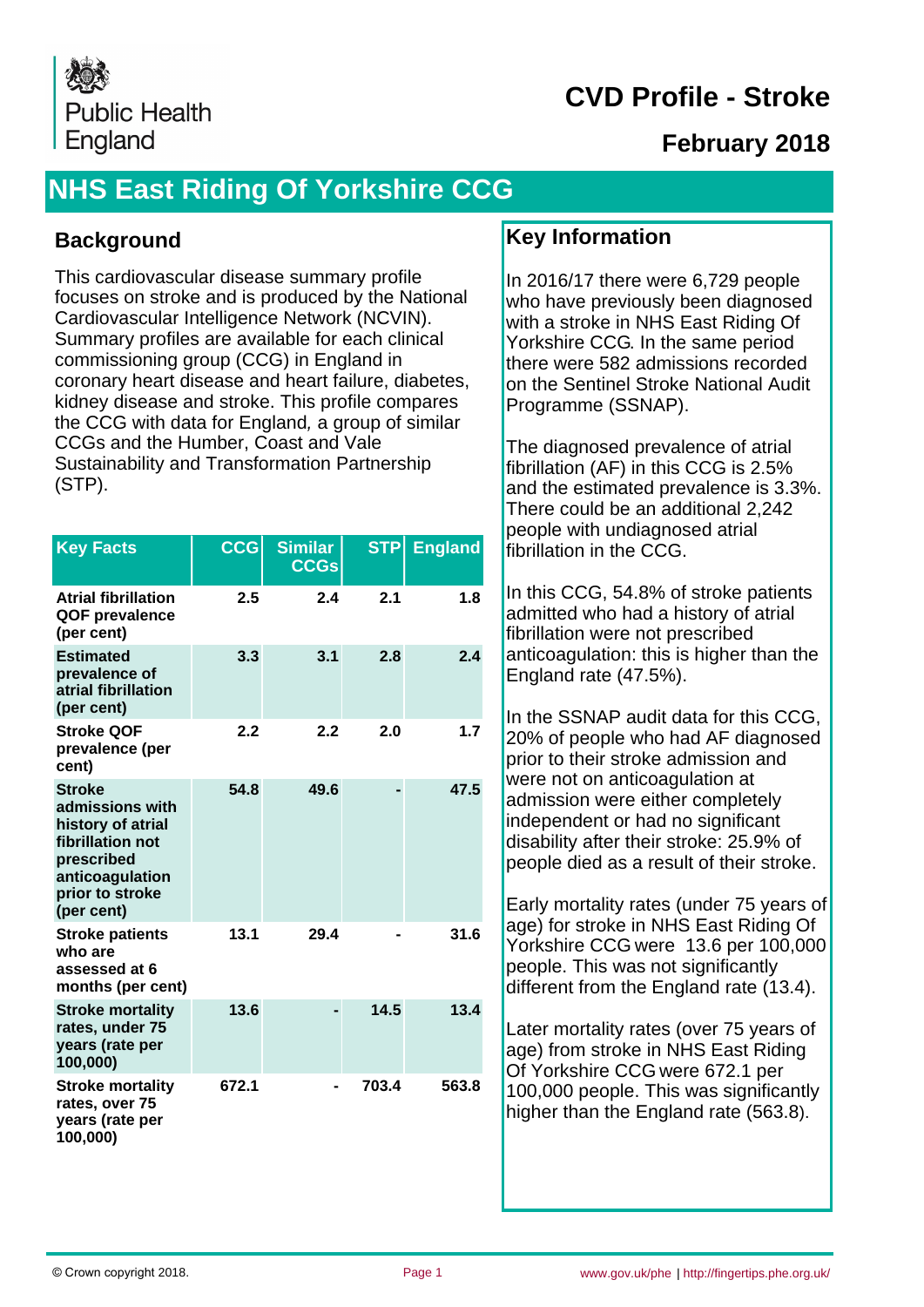Public Health England

# CVD Profile - Stroke

## February 2018

# NHS East Riding Of Yorkshire CCG

## Background

This cardiovascular disease summary profile focuses on stroke and is produced by the National Cardiovascular Intelligence Network (NCVIN). Summary profiles are available for each clinical commissioning group (CCG) in England in coronary heart disease and heart failure, diabetes, kidney disease and stroke. This profile compares the CCG with data for England, a group of similar CCGs and the Humber, Coast and Vale Sustainability and Transformation Partnership (STP).

| Key Facts | CCG | Similar CCGs | STP | England |
|---|---|---|---|---|
| Atrial fibrillation QOF prevalence (per cent) | 2.5 | 2.4 | 2.1 | 1.8 |
| Estimated prevalence of atrial fibrillation (per cent) | 3.3 | 3.1 | 2.8 | 2.4 |
| Stroke QOF prevalence (per cent) | 2.2 | 2.2 | 2.0 | 1.7 |
| Stroke admissions with history of atrial fibrillation not prescribed anticoagulation prior to stroke (per cent) | 54.8 | 49.6 | - | 47.5 |
| Stroke patients who are assessed at 6 months (per cent) | 13.1 | 29.4 | - | 31.6 |
| Stroke mortality rates, under 75 years (rate per 100,000) | 13.6 | - | 14.5 | 13.4 |
| Stroke mortality rates, over 75 years (rate per 100,000) | 672.1 | - | 703.4 | 563.8 |

## Key Information

In 2016/17 there were 6,729 people who have previously been diagnosed with a stroke in NHS East Riding Of Yorkshire CCG. In the same period there were 582 admissions recorded on the Sentinel Stroke National Audit Programme (SSNAP).

The diagnosed prevalence of atrial fibrillation (AF) in this CCG is 2.5% and the estimated prevalence is 3.3%. There could be an additional 2,242 people with undiagnosed atrial fibrillation in the CCG.

In this CCG, 54.8% of stroke patients admitted who had a history of atrial fibrillation were not prescribed anticoagulation: this is higher than the England rate (47.5%).

In the SSNAP audit data for this CCG, 20% of people who had AF diagnosed prior to their stroke admission and were not on anticoagulation at admission were either completely independent or had no significant disability after their stroke: 25.9% of people died as a result of their stroke.

Early mortality rates (under 75 years of age) for stroke in NHS East Riding Of Yorkshire CCG were 13.6 per 100,000 people. This was not significantly different from the England rate (13.4).

Later mortality rates (over 75 years of age) from stroke in NHS East Riding Of Yorkshire CCG were 672.1 per 100,000 people. This was significantly higher than the England rate (563.8).

© Crown copyright 2018. www.gov.uk/phe | http://fingertips.phe.org.uk/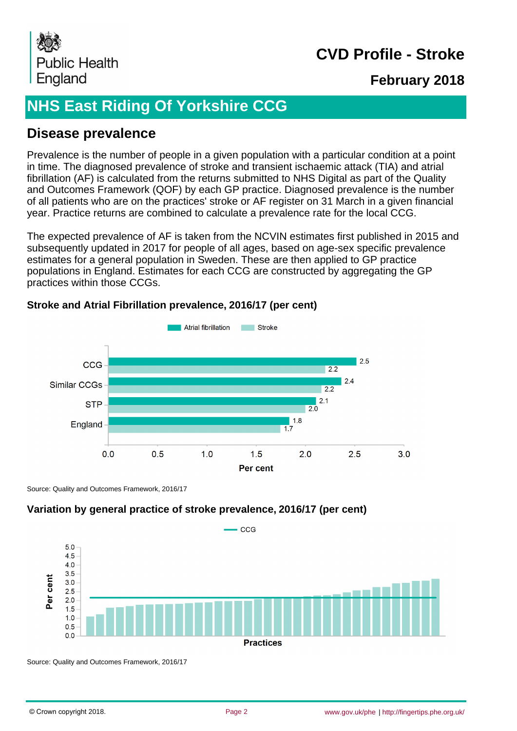# NHS East Riding Of Yorkshire CCG

## Disease prevalence

Prevalence is the number of people in a given population with a particular condition at a point in time. The diagnosed prevalence of stroke and transient ischaemic attack (TIA) and atrial fibrillation (AF) is calculated from the returns submitted to NHS Digital as part of the Quality and Outcomes Framework (QOF) by each GP practice. Diagnosed prevalence is the number of all patients who are on the practices' stroke or AF register on 31 March in a given financial year. Practice returns are combined to calculate a prevalence rate for the local CCG.

The expected prevalence of AF is taken from the NCVIN estimates first published in 2015 and subsequently updated in 2017 for people of all ages, based on age-sex specific prevalence estimates for a general population in Sweden. These are then applied to GP practice populations in England. Estimates for each CCG are constructed by aggregating the GP practices within those CCGs.

### Stroke and Atrial Fibrillation prevalence, 2016/17 (per cent)

| | Atrial fibrillation | Stroke |
|---|---|---|
| CCG | 2.5 | 2.2 |
| Similar CCGs | 2.4 | 2.2 |
| STP | 2.1 | 2.0 |
| England | 1.8 | 1.7 |

Source: Quality and Outcomes Framework, 2016/17

### Variation by general practice of stroke prevalence, 2016/17 (per cent)

Source: Quality and Outcomes Framework, 2016/17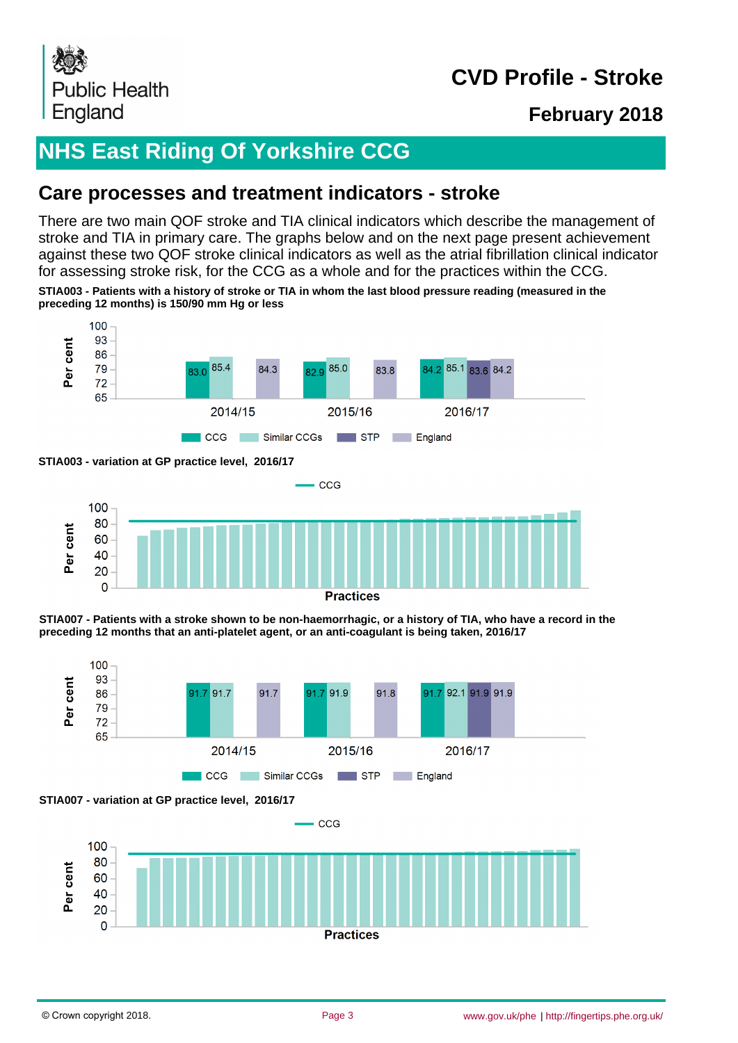## NHS East Riding Of Yorkshire CCG

## Care processes and treatment indicators - stroke

There are two main QOF stroke and TIA clinical indicators which describe the management of stroke and TIA in primary care. The graphs below and on the next page present achievement against these two QOF stroke clinical indicators as well as the atrial fibrillation clinical indicator for assessing stroke risk, for the CCG as a whole and for the practices within the CCG.

**STIA003 - Patients with a history of stroke or TIA in whom the last blood pressure reading (measured in the preceding 12 months) is 150/90 mm Hg or less**

| Year | CCG | Similar CCGs | STP | England |
|---|---|---|---|---|
| 2014/15 | 83.0 | 85.4 | | 84.3 |
| 2015/16 | 82.9 | 85.0 | | 83.8 |
| 2016/17 | 84.2 | 85.1 | 83.6 | 84.2 |

**STIA003 - variation at GP practice level, 2016/17**

**STIA007 - Patients with a stroke shown to be non-haemorrhagic, or a history of TIA, who have a record in the preceding 12 months that an anti-platelet agent, or an anti-coagulant is being taken, 2016/17**

| Year | CCG | Similar CCGs | STP | England |
|---|---|---|---|---|
| 2014/15 | 91.7 | 91.7 | | 91.7 |
| 2015/16 | 91.7 | 91.9 | | 91.8 |
| 2016/17 | 91.7 | 92.1 | 91.9 | 91.9 |

**STIA007 - variation at GP practice level, 2016/17**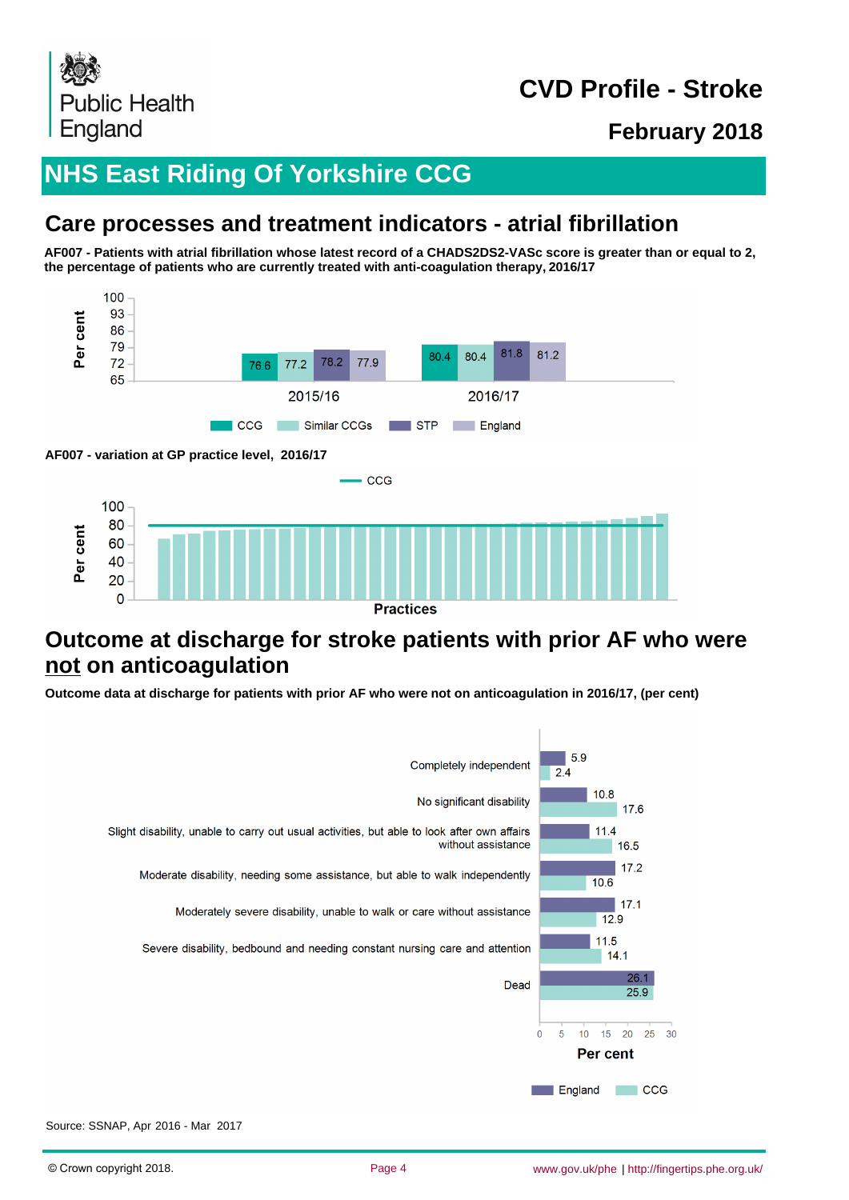# CVD Profile - Stroke

## February 2018

# NHS East Riding Of Yorkshire CCG

## Care processes and treatment indicators - atrial fibrillation

**AF007 - Patients with atrial fibrillation whose latest record of a CHADS2DS2-VASc score is greater than or equal to 2, the percentage of patients who are currently treated with anti-coagulation therapy, 2016/17**

| Year | CCG | Similar CCGs | STP | England |
|---|---|---|---|---|
| 2015/16 | 76.6 | 77.2 | 78.2 | 77.9 |
| 2016/17 | 80.4 | 80.4 | 81.8 | 81.2 |

**AF007 - variation at GP practice level, 2016/17**

## Outcome at discharge for stroke patients with prior AF who were not on anticoagulation

**Outcome data at discharge for patients with prior AF who were not on anticoagulation in 2016/17, (per cent)**

| Outcome | England | CCG |
|---|---|---|
| Completely independent | 5.9 | 2.4 |
| No significant disability | 10.8 | 17.6 |
| Slight disability, unable to carry out usual activities, but able to look after own affairs without assistance | 11.4 | 16.5 |
| Moderate disability, needing some assistance, but able to walk independently | 17.2 | 10.6 |
| Moderately severe disability, unable to walk or care without assistance | 17.1 | 12.9 |
| Severe disability, bedbound and needing constant nursing care and attention | 11.5 | 14.1 |
| Dead | 26.1 | 25.9 |

Source: SSNAP, Apr 2016 - Mar 2017

© Crown copyright 2018. www.gov.uk/phe | http://fingertips.phe.org.uk/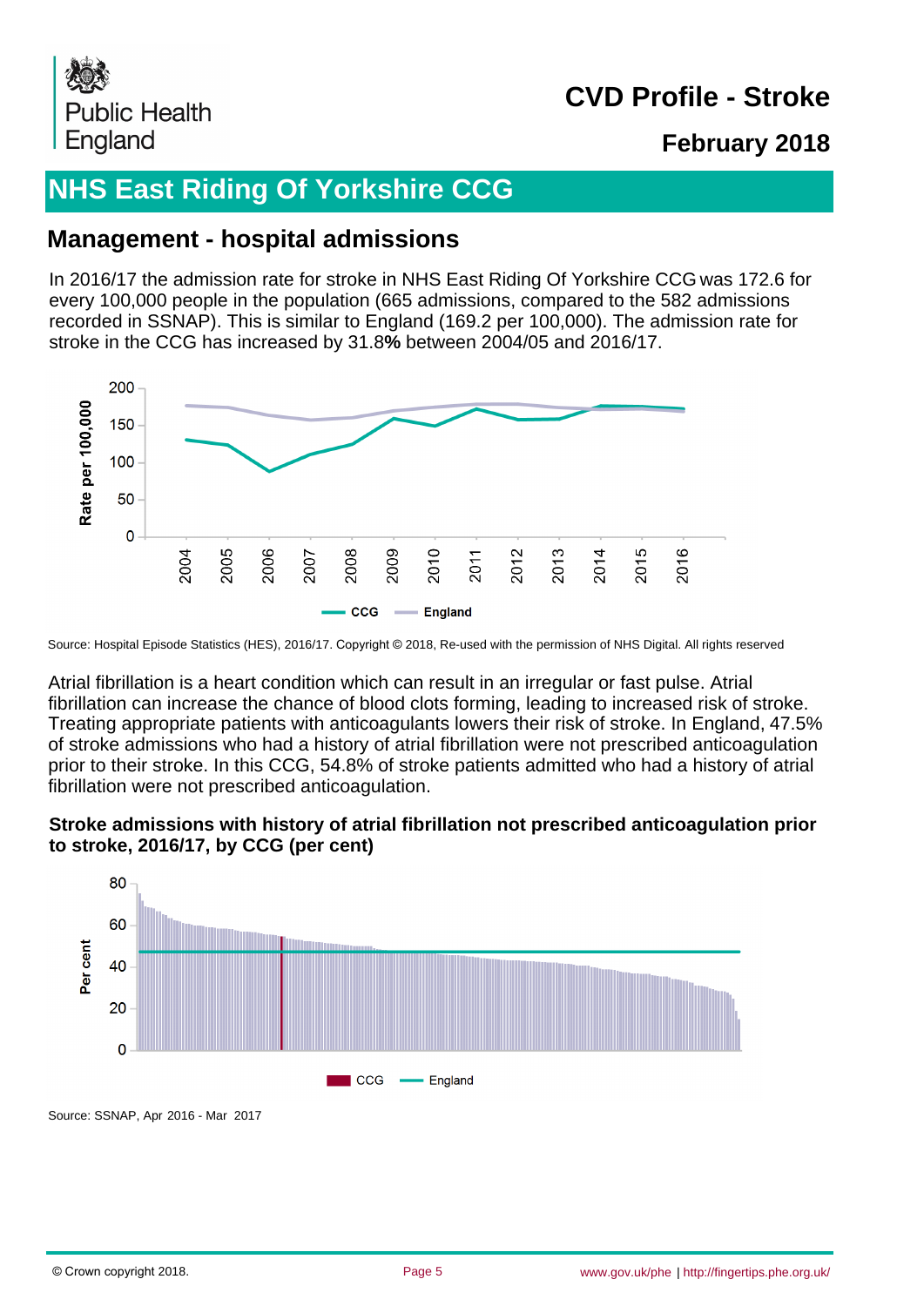# CVD Profile - Stroke

## February 2018

# NHS East Riding Of Yorkshire CCG

## Management - hospital admissions

In 2016/17 the admission rate for stroke in NHS East Riding Of Yorkshire CCG was 172.6 for every 100,000 people in the population (665 admissions, compared to the 582 admissions recorded in SSNAP). This is similar to England (169.2 per 100,000). The admission rate for stroke in the CCG has increased by 31.8**%** between 2004/05 and 2016/17.

Source: Hospital Episode Statistics (HES), 2016/17. Copyright © 2018, Re-used with the permission of NHS Digital. All rights reserved

Atrial fibrillation is a heart condition which can result in an irregular or fast pulse. Atrial fibrillation can increase the chance of blood clots forming, leading to increased risk of stroke. Treating appropriate patients with anticoagulants lowers their risk of stroke. In England, 47.5% of stroke admissions who had a history of atrial fibrillation were not prescribed anticoagulation prior to their stroke. In this CCG, 54.8% of stroke patients admitted who had a history of atrial fibrillation were not prescribed anticoagulation.

**Stroke admissions with history of atrial fibrillation not prescribed anticoagulation prior to stroke, 2016/17, by CCG (per cent)**

Source: SSNAP, Apr 2016 - Mar 2017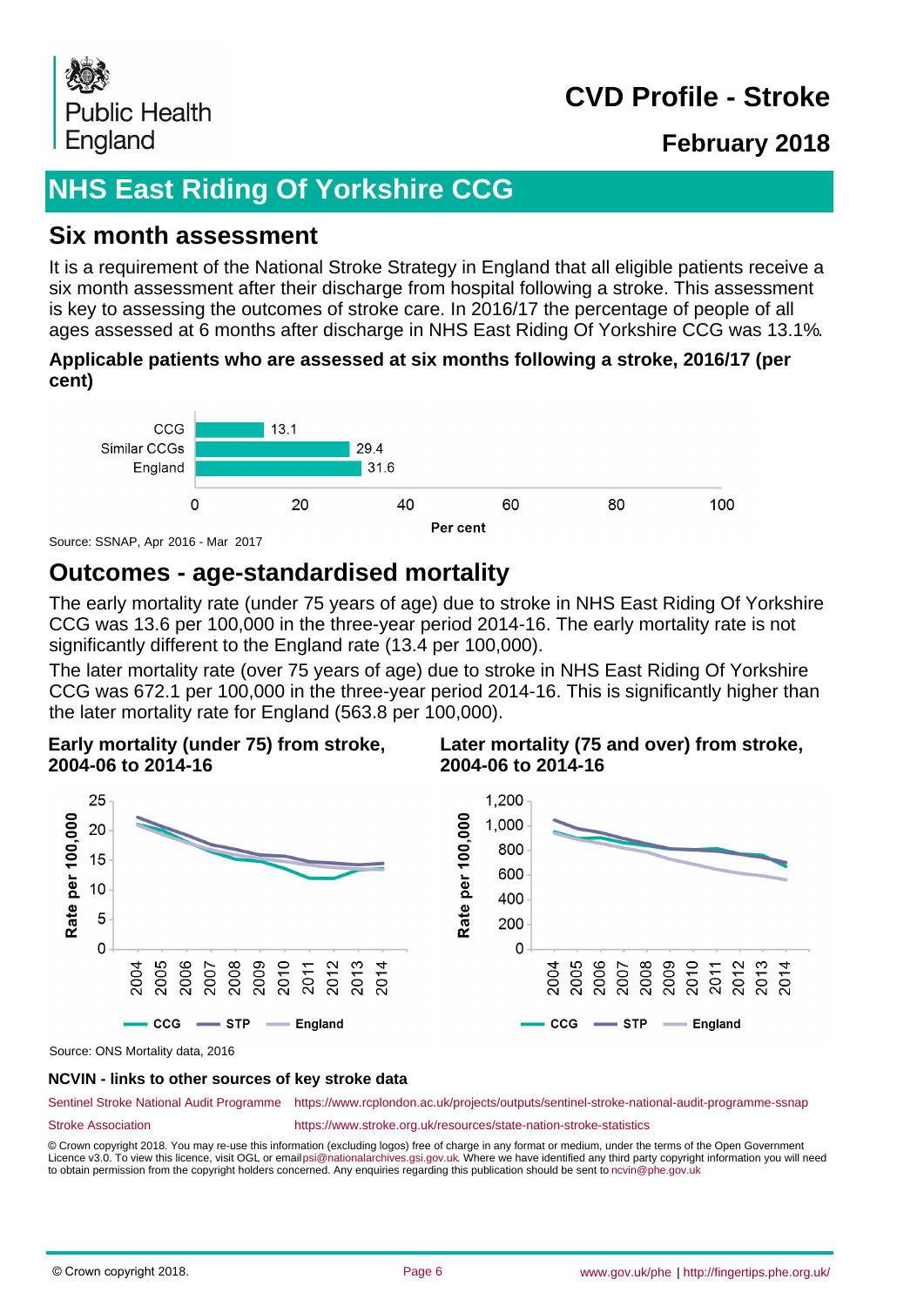Public Health England

# CVD Profile - Stroke

**February 2018**

## NHS East Riding Of Yorkshire CCG

## Six month assessment

It is a requirement of the National Stroke Strategy in England that all eligible patients receive a six month assessment after their discharge from hospital following a stroke. This assessment is key to assessing the outcomes of stroke care. In 2016/17 the percentage of people of all ages assessed at 6 months after discharge in NHS East Riding Of Yorkshire CCG was 13.1%.

**Applicable patients who are assessed at six months following a stroke, 2016/17 (per cent)**

CCG 13.1
Similar CCGs 29.4
England 31.6

0 20 40 60 80 100
Per cent

Source: SSNAP, Apr 2016 - Mar 2017

## Outcomes - age-standardised mortality

The early mortality rate (under 75 years of age) due to stroke in NHS East Riding Of Yorkshire CCG was 13.6 per 100,000 in the three-year period 2014-16. The early mortality rate is not significantly different to the England rate (13.4 per 100,000).

The later mortality rate (over 75 years of age) due to stroke in NHS East Riding Of Yorkshire CCG was 672.1 per 100,000 in the three-year period 2014-16. This is significantly higher than the later mortality rate for England (563.8 per 100,000).

**Early mortality (under 75) from stroke, 2004-06 to 2014-16**

Rate per 100,000
0 5 10 15 20 25
2004 2005 2006 2007 2008 2009 2010 2011 2012 2013 2014
CCG STP England

**Later mortality (75 and over) from stroke, 2004-06 to 2014-16**

Rate per 100,000
0 200 400 600 800 1,000 1,200
2004 2005 2006 2007 2008 2009 2010 2011 2012 2013 2014
CCG STP England

Source: ONS Mortality data, 2016

**NCVIN - links to other sources of key stroke data**

Sentinel Stroke National Audit Programme https://www.rcplondon.ac.uk/projects/outputs/sentinel-stroke-national-audit-programme-ssnap

Stroke Association https://www.stroke.org.uk/resources/state-nation-stroke-statistics

© Crown copyright 2018. You may re-use this information (excluding logos) free of charge in any format or medium, under the terms of the Open Government Licence v3.0. To view this licence, visit OGL or email psi@nationalarchives.gsi.gov.uk. Where we have identified any third party copyright information you will need to obtain permission from the copyright holders concerned. Any enquiries regarding this publication should be sent to ncvin@phe.gov.uk